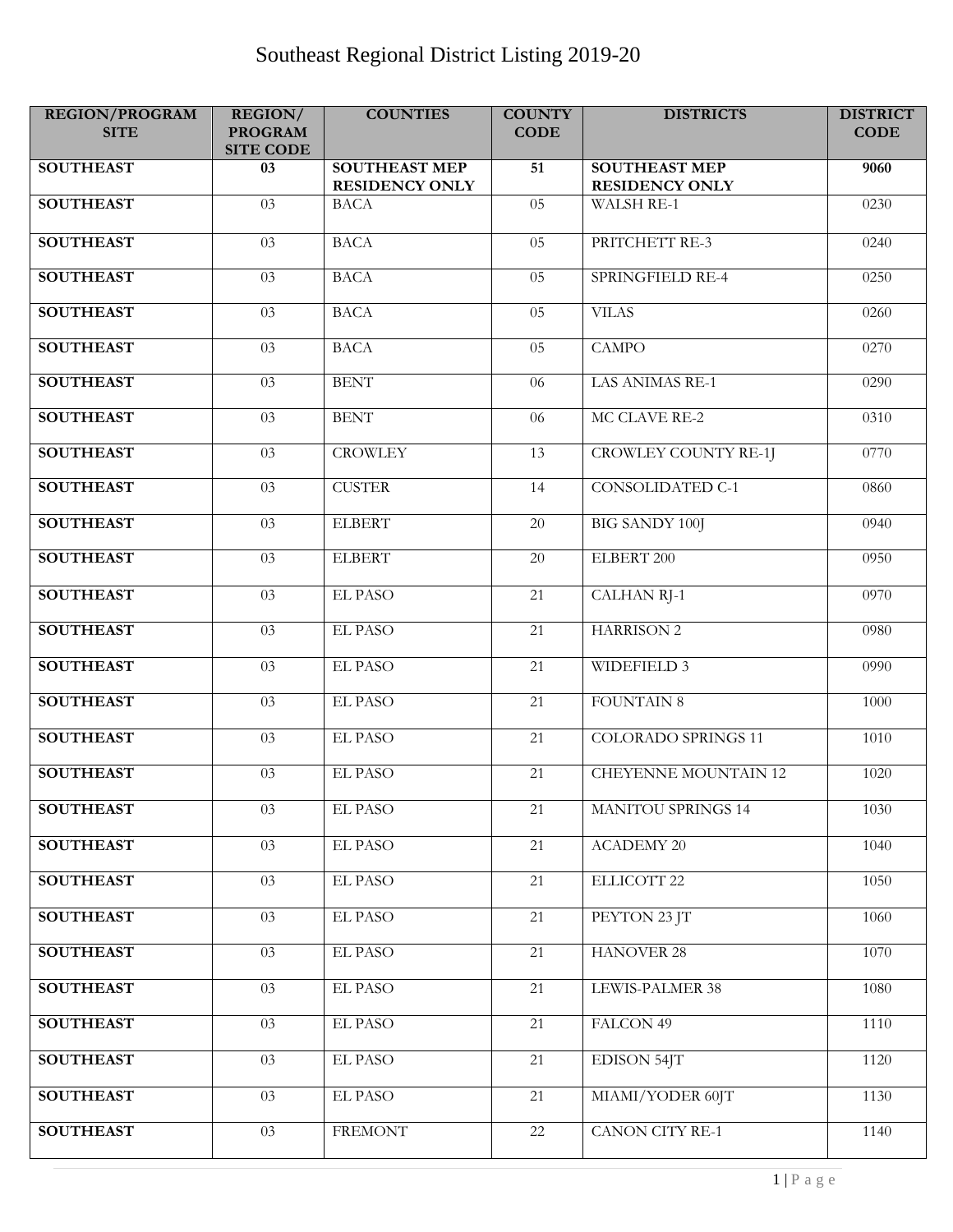# Southeast Regional District Listing 2019-20

| REGION/PROGRAM SITE | REGION/ PROGRAM SITE CODE | COUNTIES | COUNTY CODE | DISTRICTS | DISTRICT CODE |
|---|---|---|---|---|---|
| **SOUTHEAST** | **03** | **SOUTHEAST MEP RESIDENCY ONLY** | **51** | **SOUTHEAST MEP RESIDENCY ONLY** | **9060** |
| **SOUTHEAST** | 03 | BACA | 05 | WALSH RE-1 | 0230 |
| **SOUTHEAST** | 03 | BACA | 05 | PRITCHETT RE-3 | 0240 |
| **SOUTHEAST** | 03 | BACA | 05 | SPRINGFIELD RE-4 | 0250 |
| **SOUTHEAST** | 03 | BACA | 05 | VILAS | 0260 |
| **SOUTHEAST** | 03 | BACA | 05 | CAMPO | 0270 |
| **SOUTHEAST** | 03 | BENT | 06 | LAS ANIMAS RE-1 | 0290 |
| **SOUTHEAST** | 03 | BENT | 06 | MC CLAVE RE-2 | 0310 |
| **SOUTHEAST** | 03 | CROWLEY | 13 | CROWLEY COUNTY RE-1J | 0770 |
| **SOUTHEAST** | 03 | CUSTER | 14 | CONSOLIDATED C-1 | 0860 |
| **SOUTHEAST** | 03 | ELBERT | 20 | BIG SANDY 100J | 0940 |
| **SOUTHEAST** | 03 | ELBERT | 20 | ELBERT 200 | 0950 |
| **SOUTHEAST** | 03 | EL PASO | 21 | CALHAN RJ-1 | 0970 |
| **SOUTHEAST** | 03 | EL PASO | 21 | HARRISON 2 | 0980 |
| **SOUTHEAST** | 03 | EL PASO | 21 | WIDEFIELD 3 | 0990 |
| **SOUTHEAST** | 03 | EL PASO | 21 | FOUNTAIN 8 | 1000 |
| **SOUTHEAST** | 03 | EL PASO | 21 | COLORADO SPRINGS 11 | 1010 |
| **SOUTHEAST** | 03 | EL PASO | 21 | CHEYENNE MOUNTAIN 12 | 1020 |
| **SOUTHEAST** | 03 | EL PASO | 21 | MANITOU SPRINGS 14 | 1030 |
| **SOUTHEAST** | 03 | EL PASO | 21 | ACADEMY 20 | 1040 |
| **SOUTHEAST** | 03 | EL PASO | 21 | ELLICOTT 22 | 1050 |
| **SOUTHEAST** | 03 | EL PASO | 21 | PEYTON 23 JT | 1060 |
| **SOUTHEAST** | 03 | EL PASO | 21 | HANOVER 28 | 1070 |
| **SOUTHEAST** | 03 | EL PASO | 21 | LEWIS-PALMER 38 | 1080 |
| **SOUTHEAST** | 03 | EL PASO | 21 | FALCON 49 | 1110 |
| **SOUTHEAST** | 03 | EL PASO | 21 | EDISON 54JT | 1120 |
| **SOUTHEAST** | 03 | EL PASO | 21 | MIAMI/YODER 60JT | 1130 |
| **SOUTHEAST** | 03 | FREMONT | 22 | CANON CITY RE-1 | 1140 |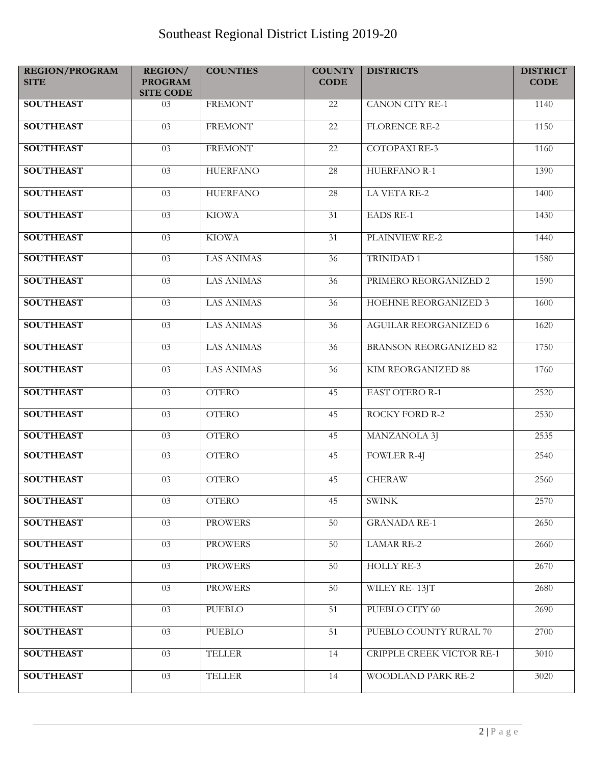# Southeast Regional District Listing 2019-20

| REGION/PROGRAM SITE | REGION/ PROGRAM SITE CODE | COUNTIES | COUNTY CODE | DISTRICTS | DISTRICT CODE |
|---|---|---|---|---|---|
| **SOUTHEAST** | 03 | FREMONT | 22 | CANON CITY RE-1 | 1140 |
| **SOUTHEAST** | 03 | FREMONT | 22 | FLORENCE RE-2 | 1150 |
| **SOUTHEAST** | 03 | FREMONT | 22 | COTOPAXI RE-3 | 1160 |
| **SOUTHEAST** | 03 | HUERFANO | 28 | HUERFANO R-1 | 1390 |
| **SOUTHEAST** | 03 | HUERFANO | 28 | LA VETA RE-2 | 1400 |
| **SOUTHEAST** | 03 | KIOWA | 31 | EADS RE-1 | 1430 |
| **SOUTHEAST** | 03 | KIOWA | 31 | PLAINVIEW RE-2 | 1440 |
| **SOUTHEAST** | 03 | LAS ANIMAS | 36 | TRINIDAD 1 | 1580 |
| **SOUTHEAST** | 03 | LAS ANIMAS | 36 | PRIMERO REORGANIZED 2 | 1590 |
| **SOUTHEAST** | 03 | LAS ANIMAS | 36 | HOEHNE REORGANIZED 3 | 1600 |
| **SOUTHEAST** | 03 | LAS ANIMAS | 36 | AGUILAR REORGANIZED 6 | 1620 |
| **SOUTHEAST** | 03 | LAS ANIMAS | 36 | BRANSON REORGANIZED 82 | 1750 |
| **SOUTHEAST** | 03 | LAS ANIMAS | 36 | KIM REORGANIZED 88 | 1760 |
| **SOUTHEAST** | 03 | OTERO | 45 | EAST OTERO R-1 | 2520 |
| **SOUTHEAST** | 03 | OTERO | 45 | ROCKY FORD R-2 | 2530 |
| **SOUTHEAST** | 03 | OTERO | 45 | MANZANOLA 3J | 2535 |
| **SOUTHEAST** | 03 | OTERO | 45 | FOWLER R-4J | 2540 |
| **SOUTHEAST** | 03 | OTERO | 45 | CHERAW | 2560 |
| **SOUTHEAST** | 03 | OTERO | 45 | SWINK | 2570 |
| **SOUTHEAST** | 03 | PROWERS | 50 | GRANADA RE-1 | 2650 |
| **SOUTHEAST** | 03 | PROWERS | 50 | LAMAR RE-2 | 2660 |
| **SOUTHEAST** | 03 | PROWERS | 50 | HOLLY RE-3 | 2670 |
| **SOUTHEAST** | 03 | PROWERS | 50 | WILEY RE- 13JT | 2680 |
| **SOUTHEAST** | 03 | PUEBLO | 51 | PUEBLO CITY 60 | 2690 |
| **SOUTHEAST** | 03 | PUEBLO | 51 | PUEBLO COUNTY RURAL 70 | 2700 |
| **SOUTHEAST** | 03 | TELLER | 14 | CRIPPLE CREEK VICTOR RE-1 | 3010 |
| **SOUTHEAST** | 03 | TELLER | 14 | WOODLAND PARK RE-2 | 3020 |